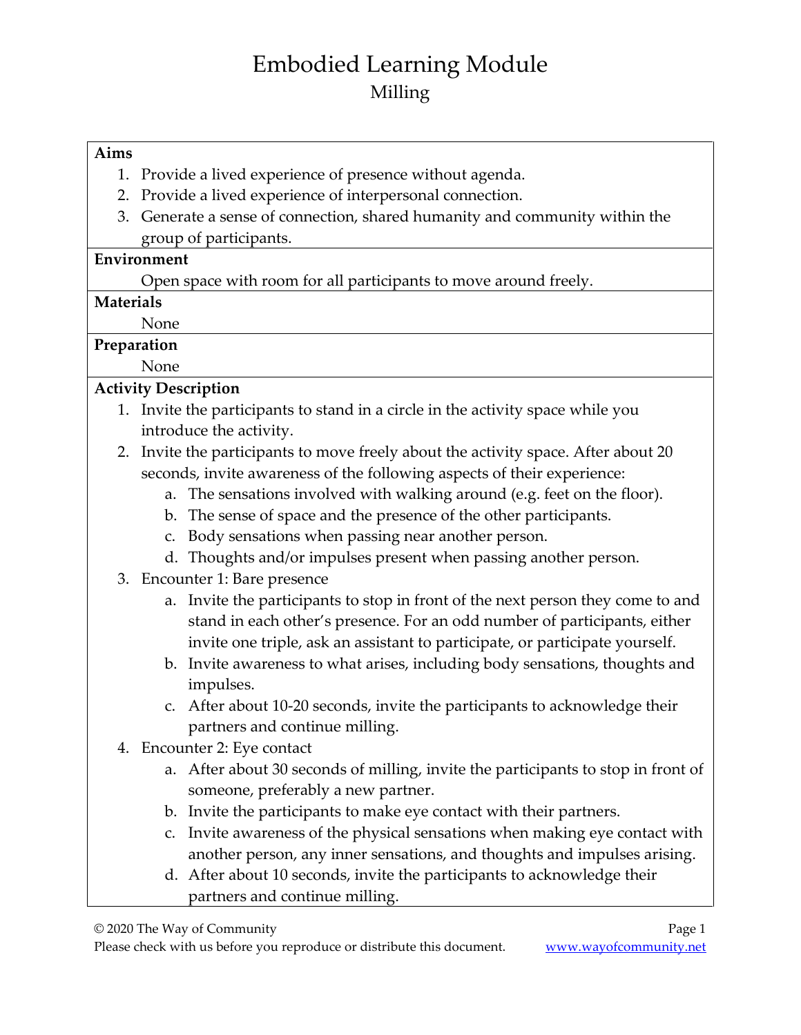# Embodied Learning Module

## Milling

**Aims**

1. Provide a lived experience of presence without agenda.
2. Provide a lived experience of interpersonal connection.
3. Generate a sense of connection, shared humanity and community within the group of participants.

**Environment**

Open space with room for all participants to move around freely.

**Materials**

None

**Preparation**

None

**Activity Description**

1. Invite the participants to stand in a circle in the activity space while you introduce the activity.
2. Invite the participants to move freely about the activity space. After about 20 seconds, invite awareness of the following aspects of their experience:
   a. The sensations involved with walking around (e.g. feet on the floor).
   b. The sense of space and the presence of the other participants.
   c. Body sensations when passing near another person.
   d. Thoughts and/or impulses present when passing another person.
3. Encounter 1: Bare presence
   a. Invite the participants to stop in front of the next person they come to and stand in each other's presence. For an odd number of participants, either invite one triple, ask an assistant to participate, or participate yourself.
   b. Invite awareness to what arises, including body sensations, thoughts and impulses.
   c. After about 10-20 seconds, invite the participants to acknowledge their partners and continue milling.
4. Encounter 2: Eye contact
   a. After about 30 seconds of milling, invite the participants to stop in front of someone, preferably a new partner.
   b. Invite the participants to make eye contact with their partners.
   c. Invite awareness of the physical sensations when making eye contact with another person, any inner sensations, and thoughts and impulses arising.
   d. After about 10 seconds, invite the participants to acknowledge their partners and continue milling.

© 2020 The Way of Community
Please check with us before you reproduce or distribute this document. www.wayofcommunity.net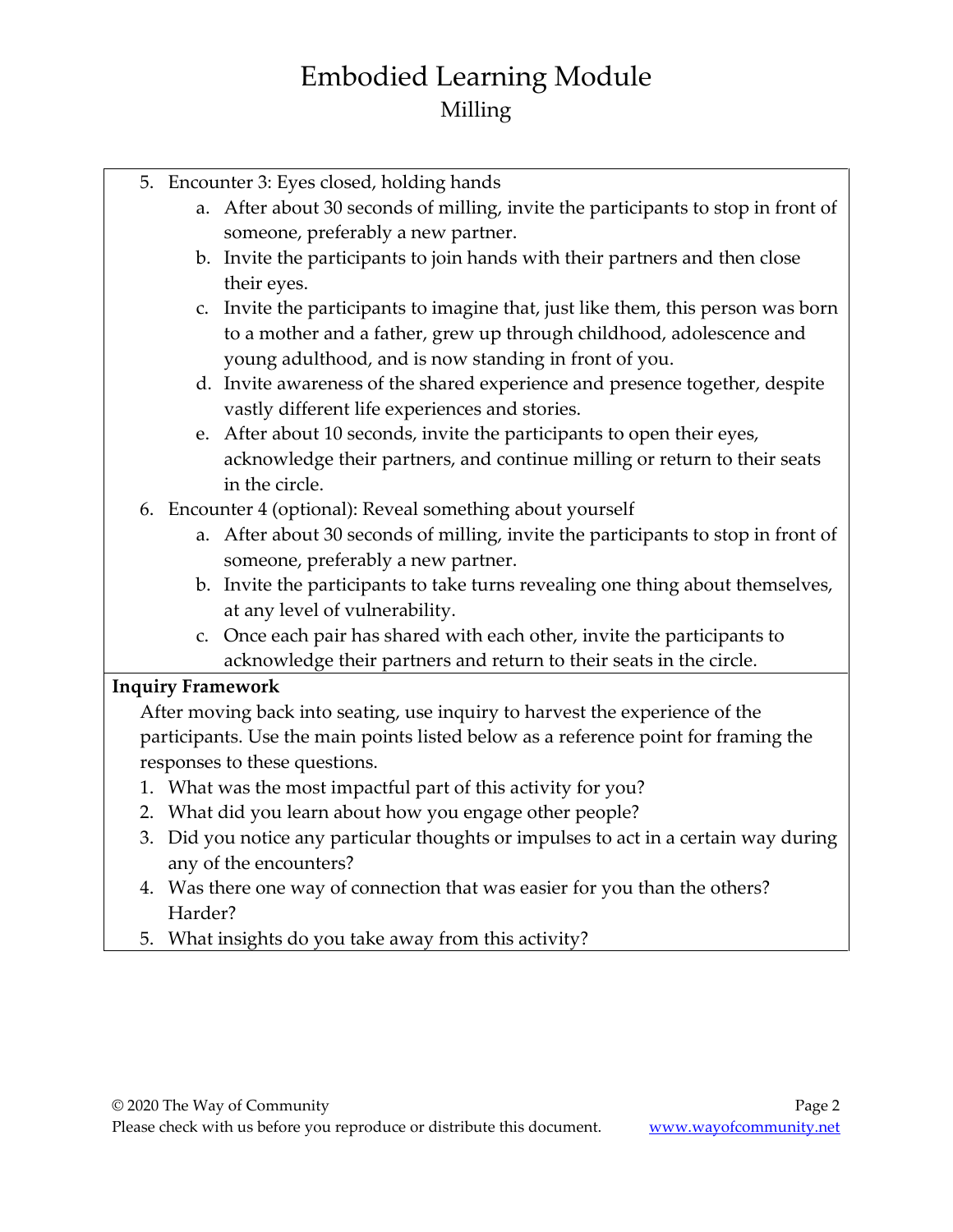5. Encounter 3: Eyes closed, holding hands
    a. After about 30 seconds of milling, invite the participants to stop in front of someone, preferably a new partner.
    b. Invite the participants to join hands with their partners and then close their eyes.
    c. Invite the participants to imagine that, just like them, this person was born to a mother and a father, grew up through childhood, adolescence and young adulthood, and is now standing in front of you.
    d. Invite awareness of the shared experience and presence together, despite vastly different life experiences and stories.
    e. After about 10 seconds, invite the participants to open their eyes, acknowledge their partners, and continue milling or return to their seats in the circle.
6. Encounter 4 (optional): Reveal something about yourself
    a. After about 30 seconds of milling, invite the participants to stop in front of someone, preferably a new partner.
    b. Invite the participants to take turns revealing one thing about themselves, at any level of vulnerability.
    c. Once each pair has shared with each other, invite the participants to acknowledge their partners and return to their seats in the circle.

**Inquiry Framework**

After moving back into seating, use inquiry to harvest the experience of the participants. Use the main points listed below as a reference point for framing the responses to these questions.

1. What was the most impactful part of this activity for you?
2. What did you learn about how you engage other people?
3. Did you notice any particular thoughts or impulses to act in a certain way during any of the encounters?
4. Was there one way of connection that was easier for you than the others? Harder?
5. What insights do you take away from this activity?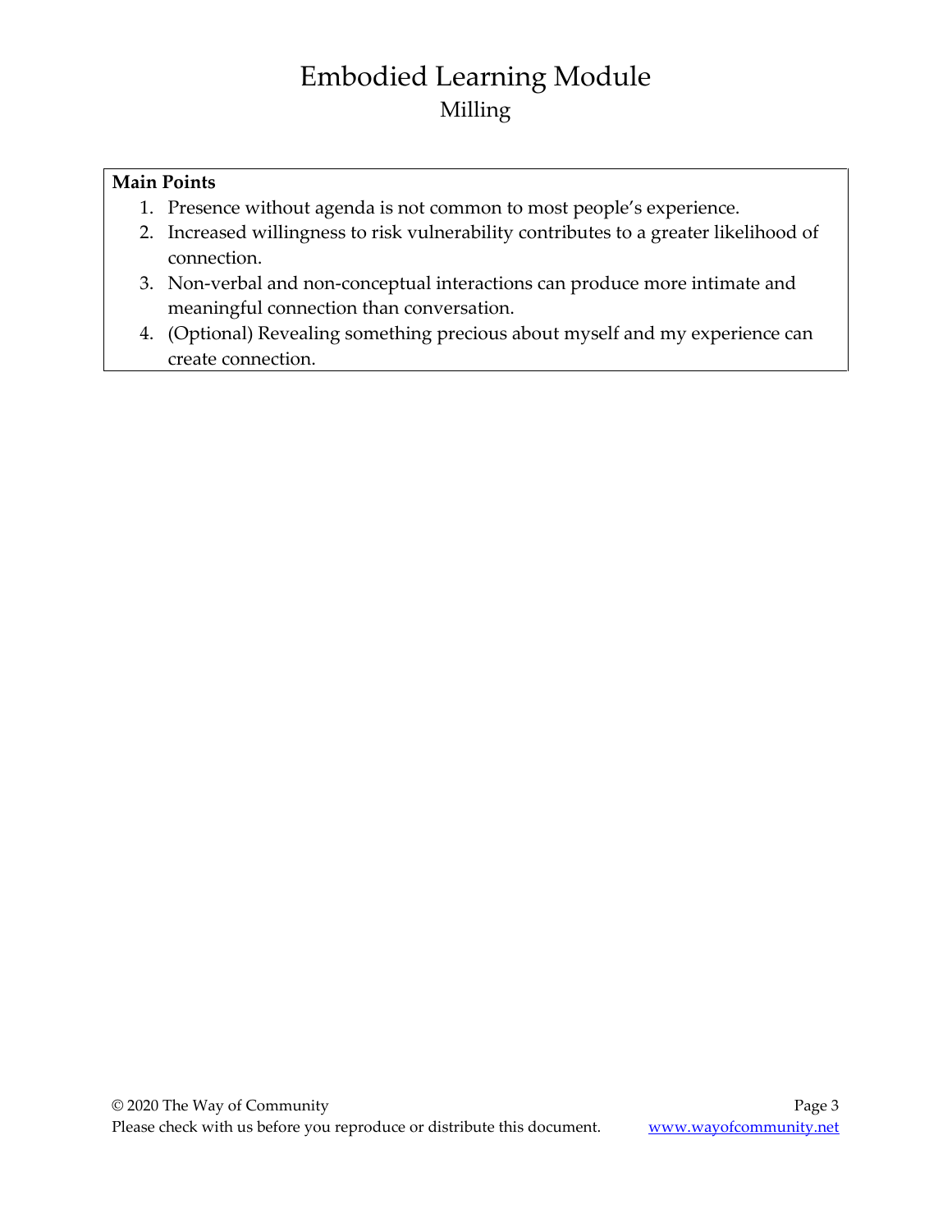# Embodied Learning Module

## Milling

**Main Points**

1. Presence without agenda is not common to most people's experience.
2. Increased willingness to risk vulnerability contributes to a greater likelihood of connection.
3. Non-verbal and non-conceptual interactions can produce more intimate and meaningful connection than conversation.
4. (Optional) Revealing something precious about myself and my experience can create connection.